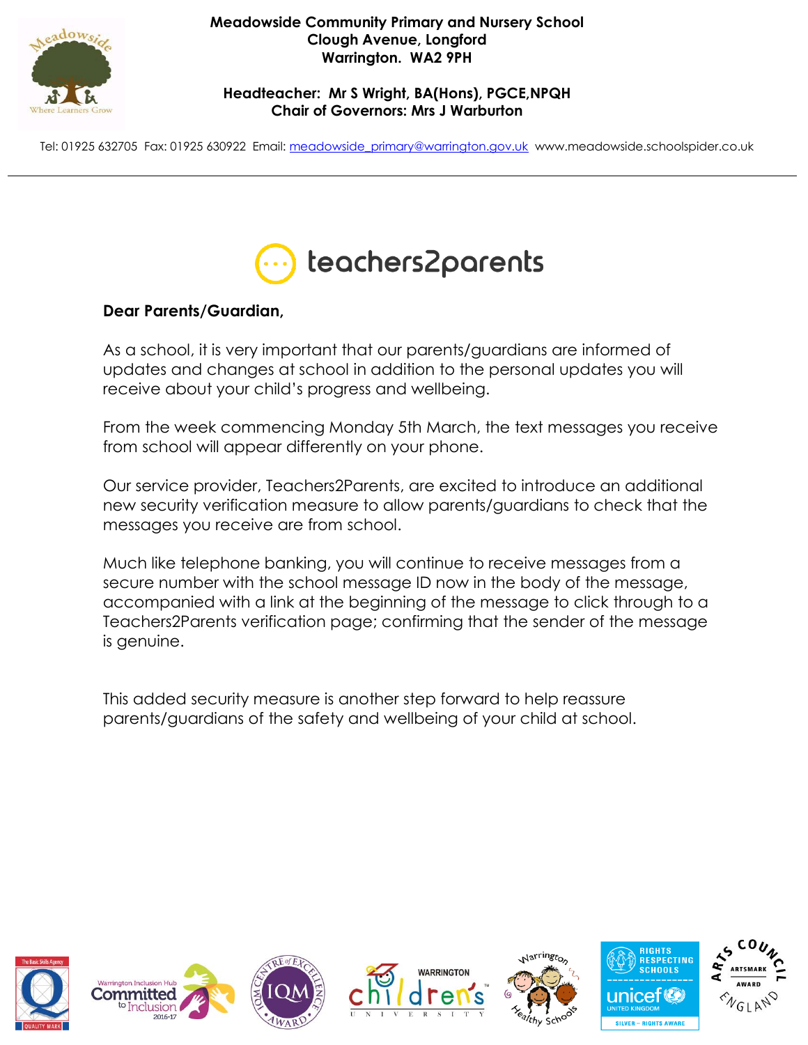**Meadowside Community Primary and Nursery School**
**Clough Avenue, Longford**
**Warrington. WA2 9PH**

**Headteacher: Mr S Wright, BA(Hons), PGCE,NPQH**
**Chair of Governors: Mrs J Warburton**

Tel: 01925 632705 Fax: 01925 630922 Email: meadowside_primary@warrington.gov.uk www.meadowside.schoolspider.co.uk

---

teachers2parents

**Dear Parents/Guardian,**

As a school, it is very important that our parents/guardians are informed of updates and changes at school in addition to the personal updates you will receive about your child's progress and wellbeing.

From the week commencing Monday 5th March, the text messages you receive from school will appear differently on your phone.

Our service provider, Teachers2Parents, are excited to introduce an additional new security verification measure to allow parents/guardians to check that the messages you receive are from school.

Much like telephone banking, you will continue to receive messages from a secure number with the school message ID now in the body of the message, accompanied with a link at the beginning of the message to click through to a Teachers2Parents verification page; confirming that the sender of the message is genuine.

This added security measure is another step forward to help reassure parents/guardians of the safety and wellbeing of your child at school.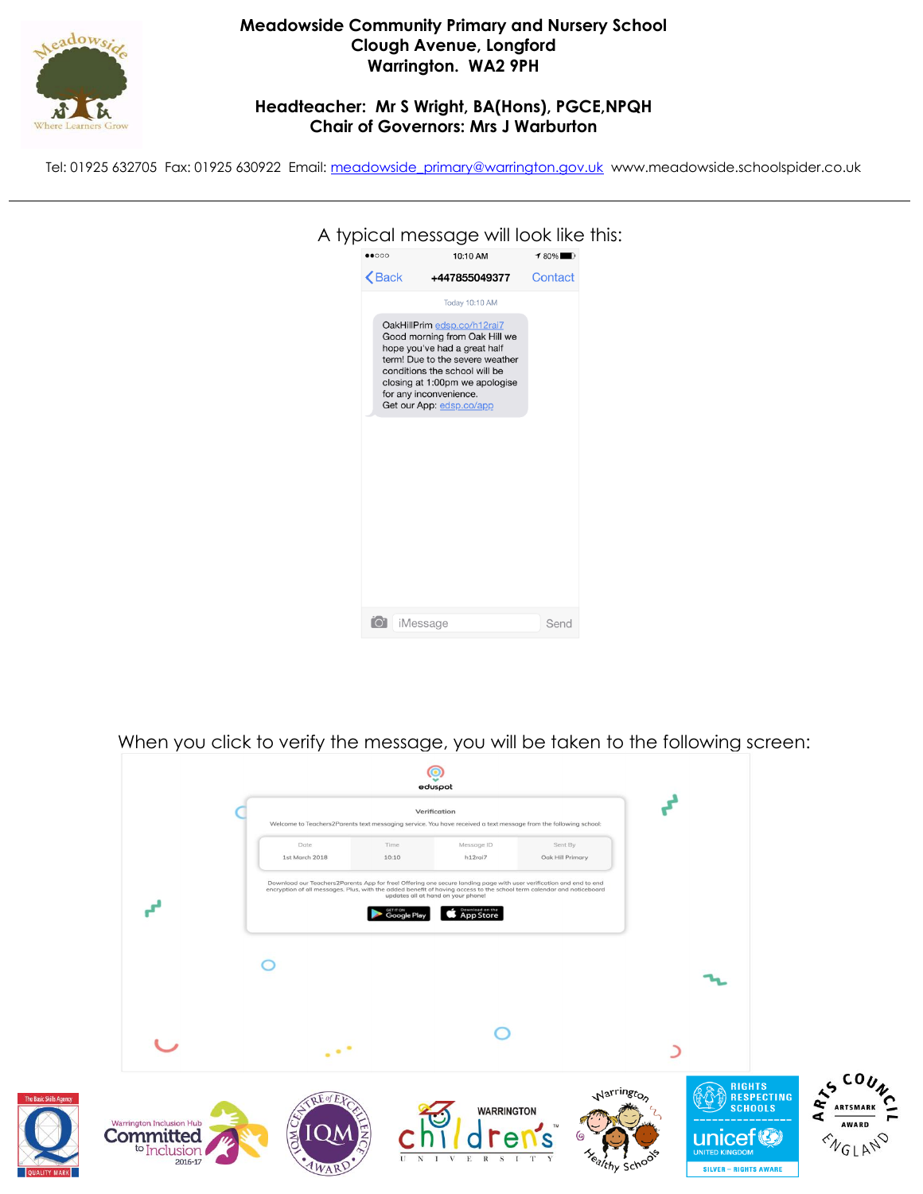**Meadowside Community Primary and Nursery School**
**Clough Avenue, Longford**
**Warrington. WA2 9PH**

**Headteacher: Mr S Wright, BA(Hons), PGCE,NPQH**
**Chair of Governors: Mrs J Warburton**

Tel: 01925 632705 Fax: 01925 630922 Email: meadowside_primary@warrington.gov.uk www.meadowside.schoolspider.co.uk

---

A typical message will look like this:

When you click to verify the message, you will be taken to the following screen: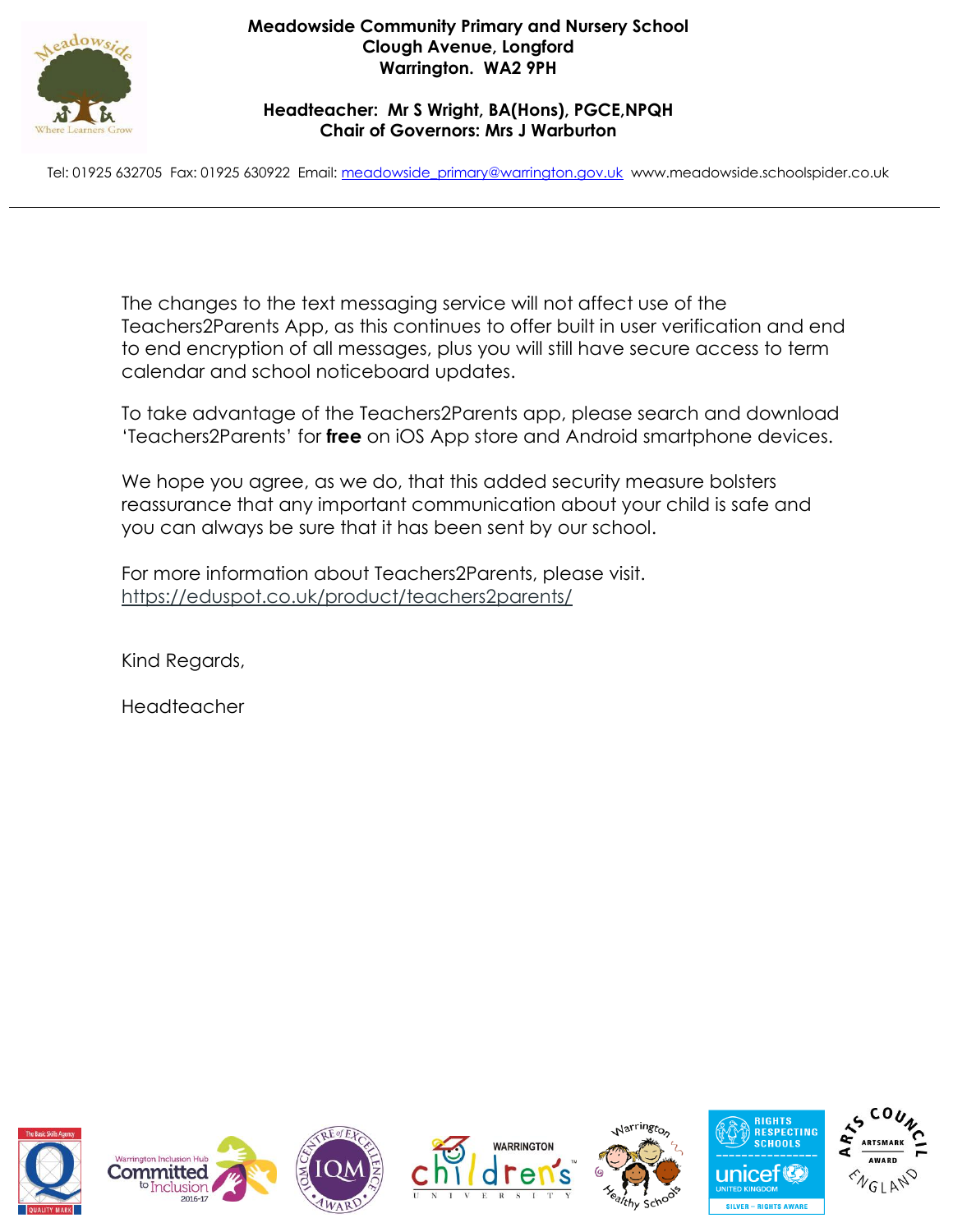**Meadowside Community Primary and Nursery School**
**Clough Avenue, Longford**
**Warrington. WA2 9PH**

**Headteacher: Mr S Wright, BA(Hons), PGCE,NPQH**
**Chair of Governors: Mrs J Warburton**

Tel: 01925 632705 Fax: 01925 630922 Email: meadowside_primary@warrington.gov.uk www.meadowside.schoolspider.co.uk

---

The changes to the text messaging service will not affect use of the Teachers2Parents App, as this continues to offer built in user verification and end to end encryption of all messages, plus you will still have secure access to term calendar and school noticeboard updates.

To take advantage of the Teachers2Parents app, please search and download 'Teachers2Parents' for **free** on iOS App store and Android smartphone devices.

We hope you agree, as we do, that this added security measure bolsters reassurance that any important communication about your child is safe and you can always be sure that it has been sent by our school.

For more information about Teachers2Parents, please visit.
https://eduspot.co.uk/product/teachers2parents/

Kind Regards,

Headteacher